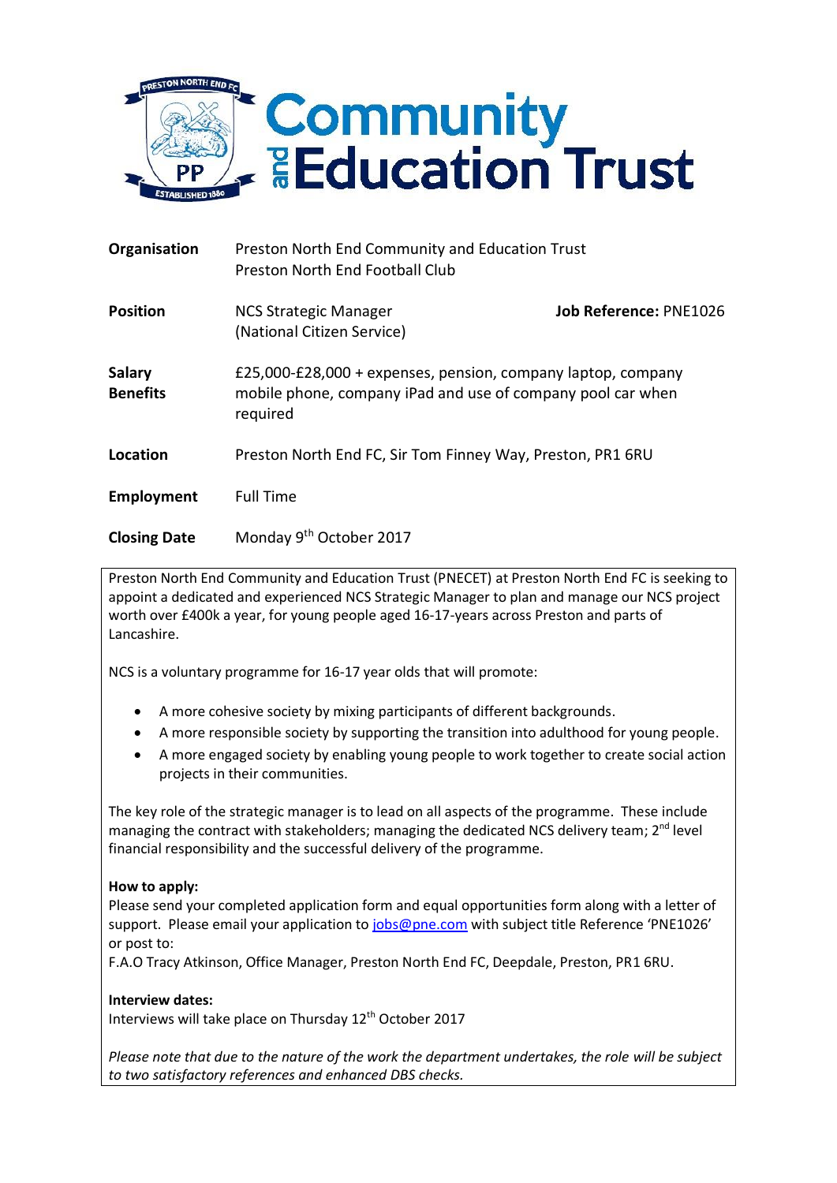# Community and Education Trust

| | | |
|---|---|---|
| **Organisation** | Preston North End Community and Education Trust<br>Preston North End Football Club | |
| **Position** | NCS Strategic Manager<br>(National Citizen Service) | **Job Reference:** PNE1026 |
| **Salary**<br>**Benefits** | £25,000-£28,000 + expenses, pension, company laptop, company mobile phone, company iPad and use of company pool car when required | |
| **Location** | Preston North End FC, Sir Tom Finney Way, Preston, PR1 6RU | |
| **Employment** | Full Time | |
| **Closing Date** | Monday 9th October 2017 | |

Preston North End Community and Education Trust (PNECET) at Preston North End FC is seeking to appoint a dedicated and experienced NCS Strategic Manager to plan and manage our NCS project worth over £400k a year, for young people aged 16-17-years across Preston and parts of Lancashire.

NCS is a voluntary programme for 16-17 year olds that will promote:

- A more cohesive society by mixing participants of different backgrounds.
- A more responsible society by supporting the transition into adulthood for young people.
- A more engaged society by enabling young people to work together to create social action projects in their communities.

The key role of the strategic manager is to lead on all aspects of the programme. These include managing the contract with stakeholders; managing the dedicated NCS delivery team; 2nd level financial responsibility and the successful delivery of the programme.

**How to apply:**
Please send your completed application form and equal opportunities form along with a letter of support. Please email your application to jobs@pne.com with subject title Reference 'PNE1026' or post to:
F.A.O Tracy Atkinson, Office Manager, Preston North End FC, Deepdale, Preston, PR1 6RU.

**Interview dates:**
Interviews will take place on Thursday 12th October 2017

*Please note that due to the nature of the work the department undertakes, the role will be subject to two satisfactory references and enhanced DBS checks.*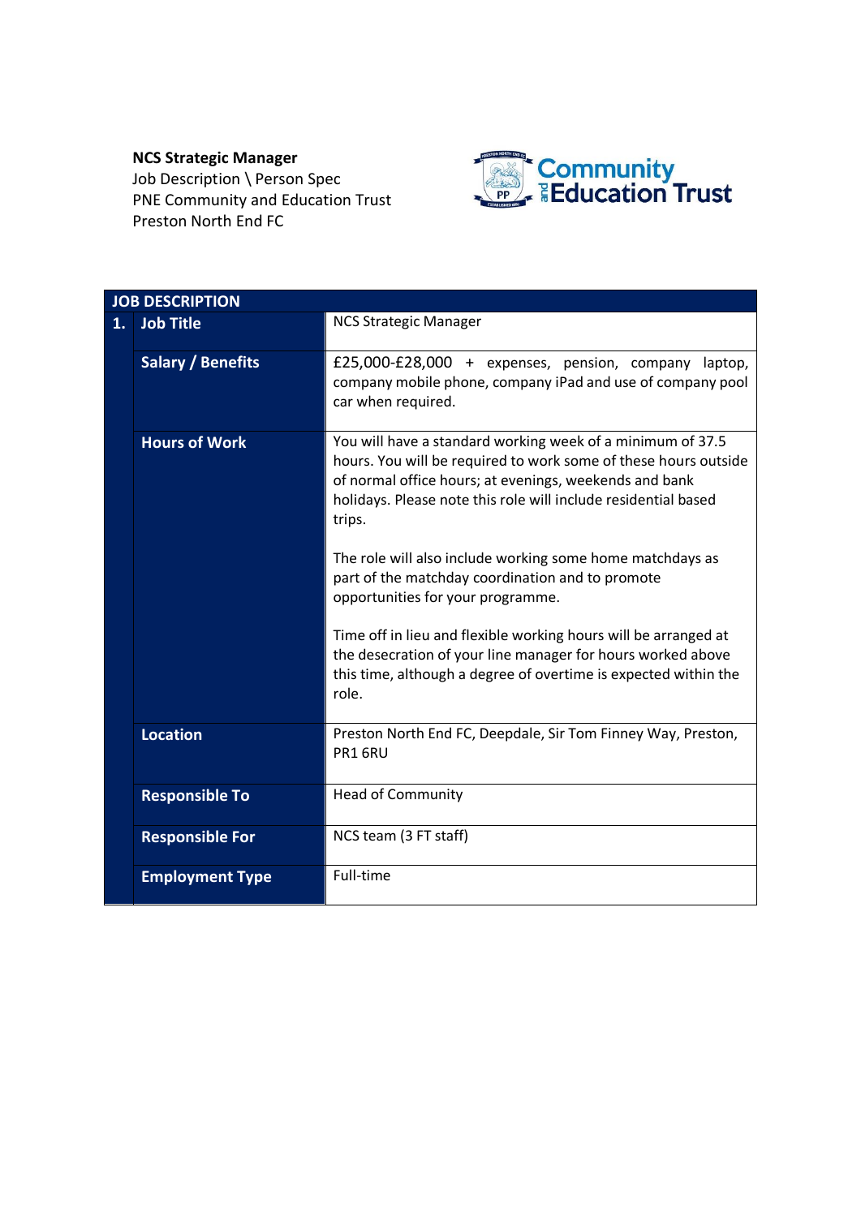**NCS Strategic Manager**
Job Description \ Person Spec
PNE Community and Education Trust
Preston North End FC

| JOB DESCRIPTION | | |
|---|---|---|
| 1. | **Job Title** | NCS Strategic Manager |
| | **Salary / Benefits** | £25,000-£28,000 + expenses, pension, company laptop, company mobile phone, company iPad and use of company pool car when required. |
| | **Hours of Work** | You will have a standard working week of a minimum of 37.5 hours. You will be required to work some of these hours outside of normal office hours; at evenings, weekends and bank holidays. Please note this role will include residential based trips.<br><br>The role will also include working some home matchdays as part of the matchday coordination and to promote opportunities for your programme.<br><br>Time off in lieu and flexible working hours will be arranged at the desecration of your line manager for hours worked above this time, although a degree of overtime is expected within the role. |
| | **Location** | Preston North End FC, Deepdale, Sir Tom Finney Way, Preston, PR1 6RU |
| | **Responsible To** | Head of Community |
| | **Responsible For** | NCS team (3 FT staff) |
| | **Employment Type** | Full-time |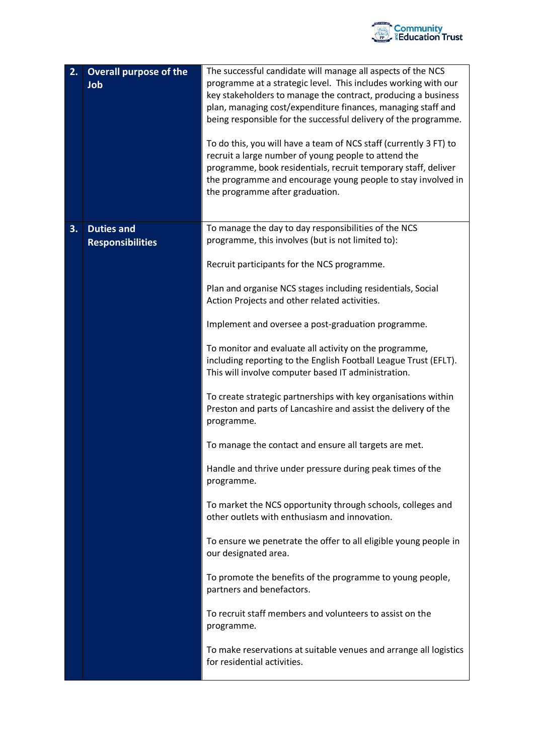| 2. | Overall purpose of the Job | The successful candidate will manage all aspects of the NCS programme at a strategic level. This includes working with our key stakeholders to manage the contract, producing a business plan, managing cost/expenditure finances, managing staff and being responsible for the successful delivery of the programme.<br><br>To do this, you will have a team of NCS staff (currently 3 FT) to recruit a large number of young people to attend the programme, book residentials, recruit temporary staff, deliver the programme and encourage young people to stay involved in the programme after graduation. |
|---|---|---|
| 3. | Duties and Responsibilities | To manage the day to day responsibilities of the NCS programme, this involves (but is not limited to):<br><br>Recruit participants for the NCS programme.<br><br>Plan and organise NCS stages including residentials, Social Action Projects and other related activities.<br><br>Implement and oversee a post-graduation programme.<br><br>To monitor and evaluate all activity on the programme, including reporting to the English Football League Trust (EFLT). This will involve computer based IT administration.<br><br>To create strategic partnerships with key organisations within Preston and parts of Lancashire and assist the delivery of the programme.<br><br>To manage the contact and ensure all targets are met.<br><br>Handle and thrive under pressure during peak times of the programme.<br><br>To market the NCS opportunity through schools, colleges and other outlets with enthusiasm and innovation.<br><br>To ensure we penetrate the offer to all eligible young people in our designated area.<br><br>To promote the benefits of the programme to young people, partners and benefactors.<br><br>To recruit staff members and volunteers to assist on the programme.<br><br>To make reservations at suitable venues and arrange all logistics for residential activities. |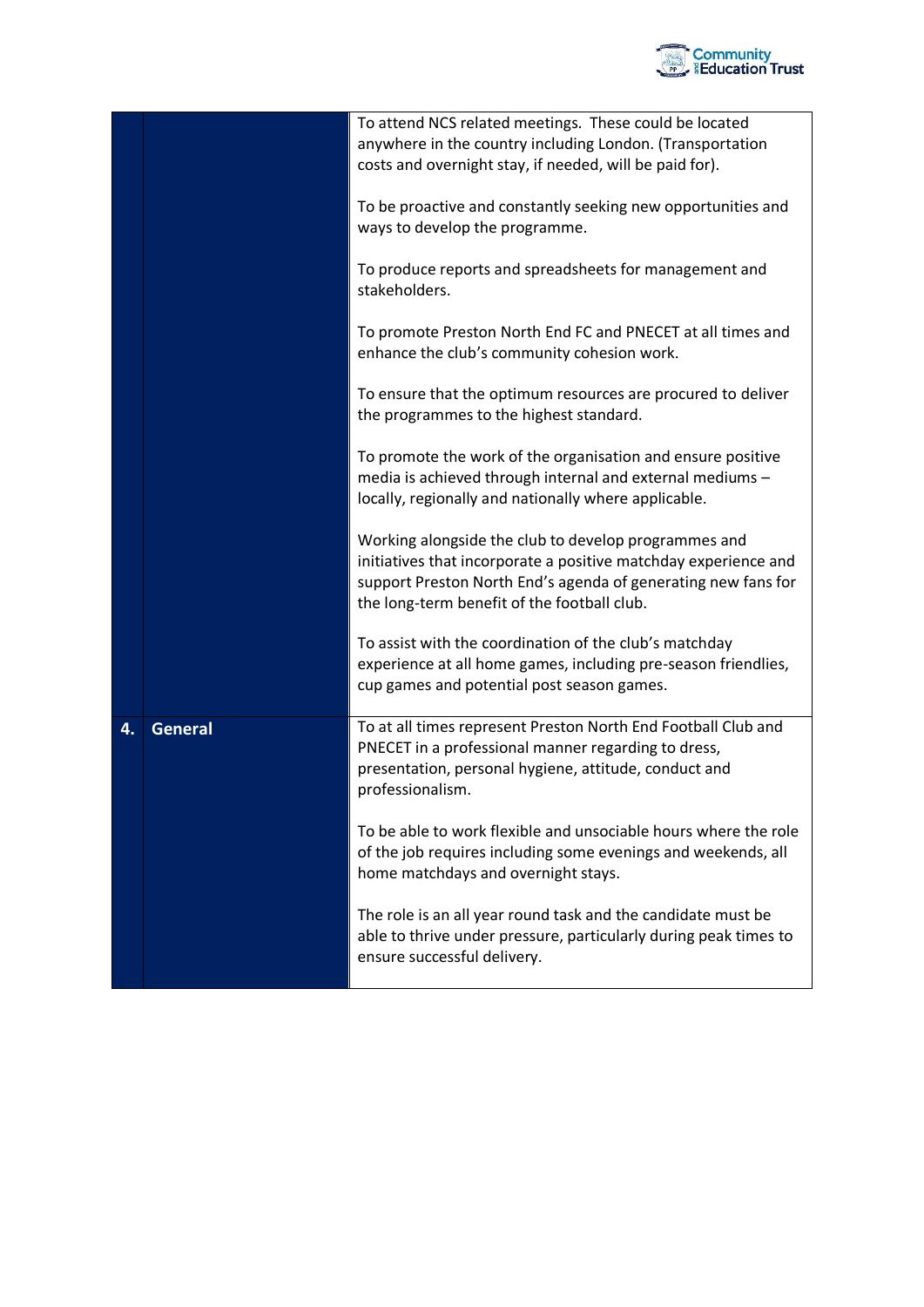| | | |
|---|---|---|
| | | To attend NCS related meetings. These could be located anywhere in the country including London. (Transportation costs and overnight stay, if needed, will be paid for).<br><br>To be proactive and constantly seeking new opportunities and ways to develop the programme.<br><br>To produce reports and spreadsheets for management and stakeholders.<br><br>To promote Preston North End FC and PNECET at all times and enhance the club's community cohesion work.<br><br>To ensure that the optimum resources are procured to deliver the programmes to the highest standard.<br><br>To promote the work of the organisation and ensure positive media is achieved through internal and external mediums – locally, regionally and nationally where applicable.<br><br>Working alongside the club to develop programmes and initiatives that incorporate a positive matchday experience and support Preston North End's agenda of generating new fans for the long-term benefit of the football club.<br><br>To assist with the coordination of the club's matchday experience at all home games, including pre-season friendlies, cup games and potential post season games. |
| **4.** | **General** | To at all times represent Preston North End Football Club and PNECET in a professional manner regarding to dress, presentation, personal hygiene, attitude, conduct and professionalism.<br><br>To be able to work flexible and unsociable hours where the role of the job requires including some evenings and weekends, all home matchdays and overnight stays.<br><br>The role is an all year round task and the candidate must be able to thrive under pressure, particularly during peak times to ensure successful delivery. |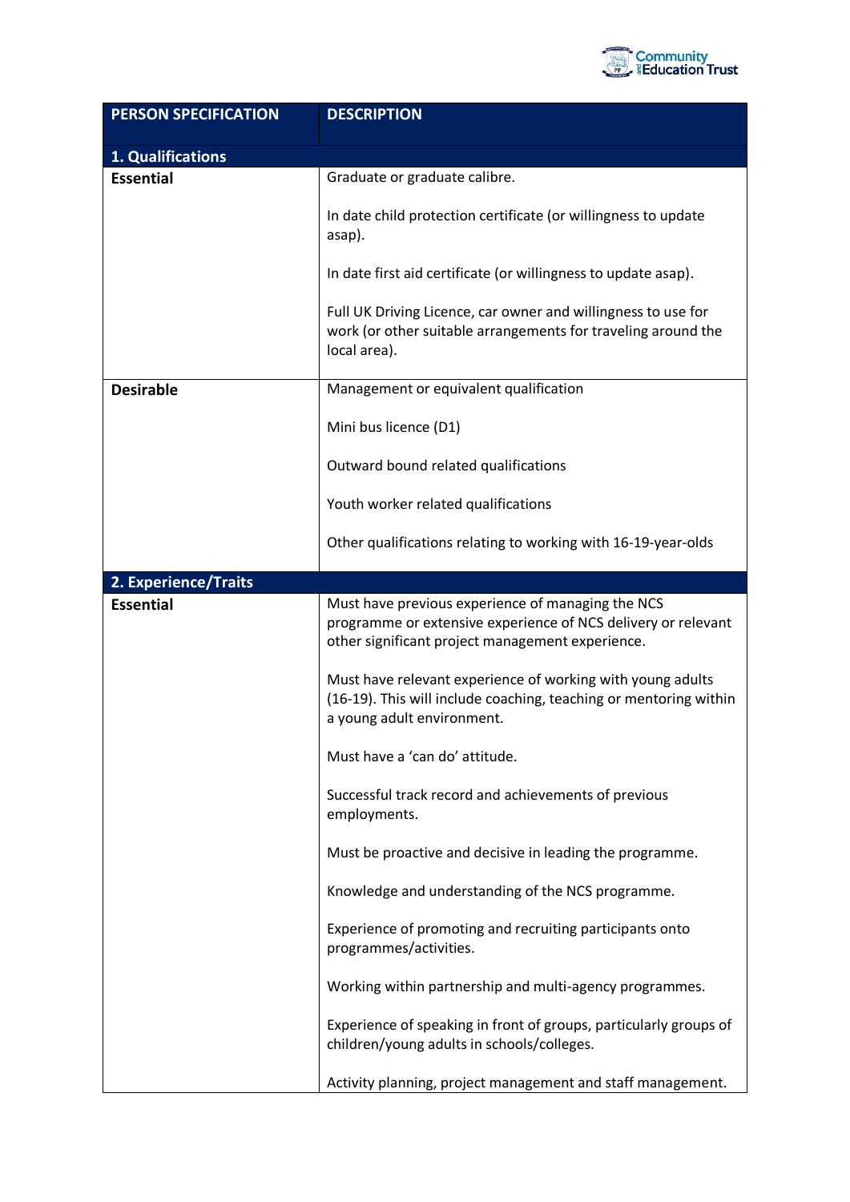| PERSON SPECIFICATION | DESCRIPTION |
|---|---|
| **1. Qualifications** | |
| **Essential** | Graduate or graduate calibre.<br><br>In date child protection certificate (or willingness to update asap).<br><br>In date first aid certificate (or willingness to update asap).<br><br>Full UK Driving Licence, car owner and willingness to use for work (or other suitable arrangements for traveling around the local area). |
| **Desirable** | Management or equivalent qualification<br><br>Mini bus licence (D1)<br><br>Outward bound related qualifications<br><br>Youth worker related qualifications<br><br>Other qualifications relating to working with 16-19-year-olds |
| **2. Experience/Traits** | |
| **Essential** | Must have previous experience of managing the NCS programme or extensive experience of NCS delivery or relevant other significant project management experience.<br><br>Must have relevant experience of working with young adults (16-19). This will include coaching, teaching or mentoring within a young adult environment.<br><br>Must have a 'can do' attitude.<br><br>Successful track record and achievements of previous employments.<br><br>Must be proactive and decisive in leading the programme.<br><br>Knowledge and understanding of the NCS programme.<br><br>Experience of promoting and recruiting participants onto programmes/activities.<br><br>Working within partnership and multi-agency programmes.<br><br>Experience of speaking in front of groups, particularly groups of children/young adults in schools/colleges.<br><br>Activity planning, project management and staff management. |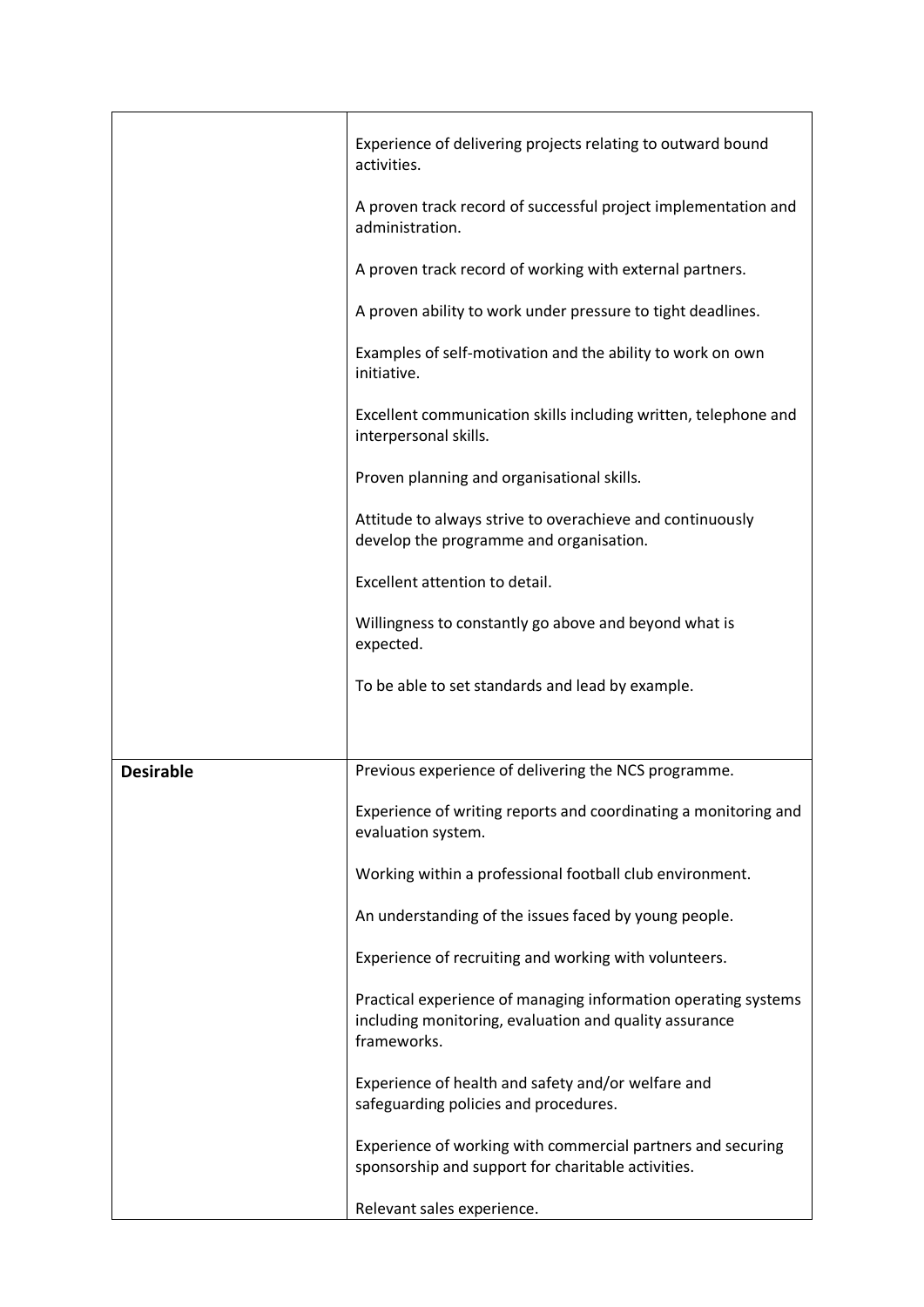| | |
|---|---|
| | Experience of delivering projects relating to outward bound activities.<br><br>A proven track record of successful project implementation and administration.<br><br>A proven track record of working with external partners.<br><br>A proven ability to work under pressure to tight deadlines.<br><br>Examples of self-motivation and the ability to work on own initiative.<br><br>Excellent communication skills including written, telephone and interpersonal skills.<br><br>Proven planning and organisational skills.<br><br>Attitude to always strive to overachieve and continuously develop the programme and organisation.<br><br>Excellent attention to detail.<br><br>Willingness to constantly go above and beyond what is expected.<br><br>To be able to set standards and lead by example. |
| **Desirable** | Previous experience of delivering the NCS programme.<br><br>Experience of writing reports and coordinating a monitoring and evaluation system.<br><br>Working within a professional football club environment.<br><br>An understanding of the issues faced by young people.<br><br>Experience of recruiting and working with volunteers.<br><br>Practical experience of managing information operating systems including monitoring, evaluation and quality assurance frameworks.<br><br>Experience of health and safety and/or welfare and safeguarding policies and procedures.<br><br>Experience of working with commercial partners and securing sponsorship and support for charitable activities.<br><br>Relevant sales experience. |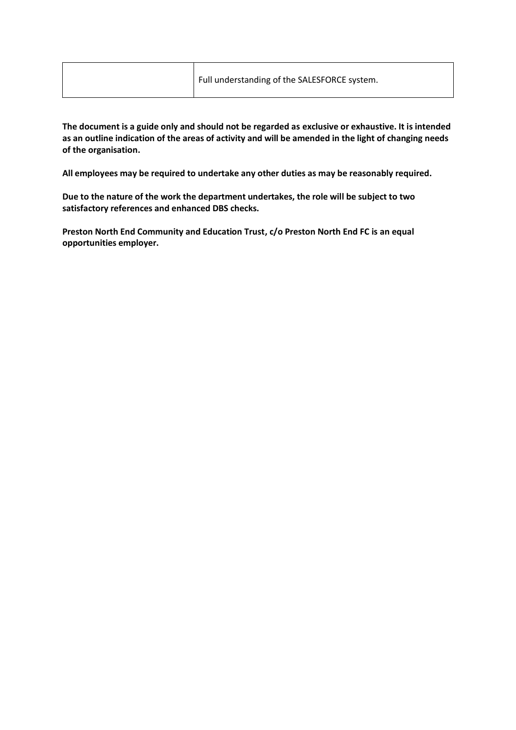| | |
|---|---|
| | Full understanding of the SALESFORCE system. |

**The document is a guide only and should not be regarded as exclusive or exhaustive. It is intended as an outline indication of the areas of activity and will be amended in the light of changing needs of the organisation.**

**All employees may be required to undertake any other duties as may be reasonably required.**

**Due to the nature of the work the department undertakes, the role will be subject to two satisfactory references and enhanced DBS checks.**

**Preston North End Community and Education Trust, c/o Preston North End FC is an equal opportunities employer.**